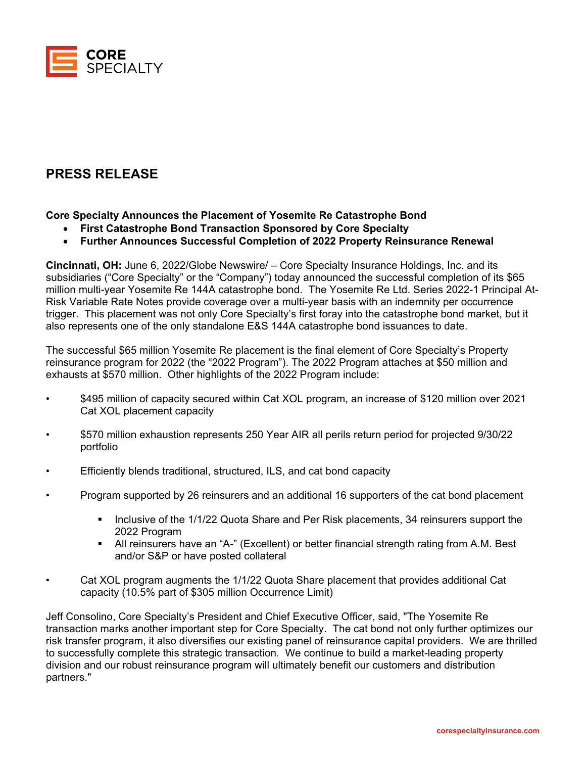**CORE SPECIALTY**

# PRESS RELEASE

**Core Specialty Announces the Placement of Yosemite Re Catastrophe Bond**

- **First Catastrophe Bond Transaction Sponsored by Core Specialty**
- **Further Announces Successful Completion of 2022 Property Reinsurance Renewal**

**Cincinnati, OH:** June 6, 2022/Globe Newswire/ – Core Specialty Insurance Holdings, Inc. and its subsidiaries ("Core Specialty" or the "Company") today announced the successful completion of its $65 million multi-year Yosemite Re 144A catastrophe bond. The Yosemite Re Ltd. Series 2022-1 Principal At-Risk Variable Rate Notes provide coverage over a multi-year basis with an indemnity per occurrence trigger. This placement was not only Core Specialty's first foray into the catastrophe bond market, but it also represents one of the only standalone E&S 144A catastrophe bond issuances to date.

The successful $65 million Yosemite Re placement is the final element of Core Specialty's Property reinsurance program for 2022 (the "2022 Program"). The 2022 Program attaches at $50 million and exhausts at $570 million. Other highlights of the 2022 Program include:

- $495 million of capacity secured within Cat XOL program, an increase of $120 million over 2021 Cat XOL placement capacity
- $570 million exhaustion represents 250 Year AIR all perils return period for projected 9/30/22 portfolio
- Efficiently blends traditional, structured, ILS, and cat bond capacity
- Program supported by 26 reinsurers and an additional 16 supporters of the cat bond placement
  - Inclusive of the 1/1/22 Quota Share and Per Risk placements, 34 reinsurers support the 2022 Program
  - All reinsurers have an "A-" (Excellent) or better financial strength rating from A.M. Best and/or S&P or have posted collateral
- Cat XOL program augments the 1/1/22 Quota Share placement that provides additional Cat capacity (10.5% part of $305 million Occurrence Limit)

Jeff Consolino, Core Specialty's President and Chief Executive Officer, said, "The Yosemite Re transaction marks another important step for Core Specialty. The cat bond not only further optimizes our risk transfer program, it also diversifies our existing panel of reinsurance capital providers. We are thrilled to successfully complete this strategic transaction. We continue to build a market-leading property division and our robust reinsurance program will ultimately benefit our customers and distribution partners."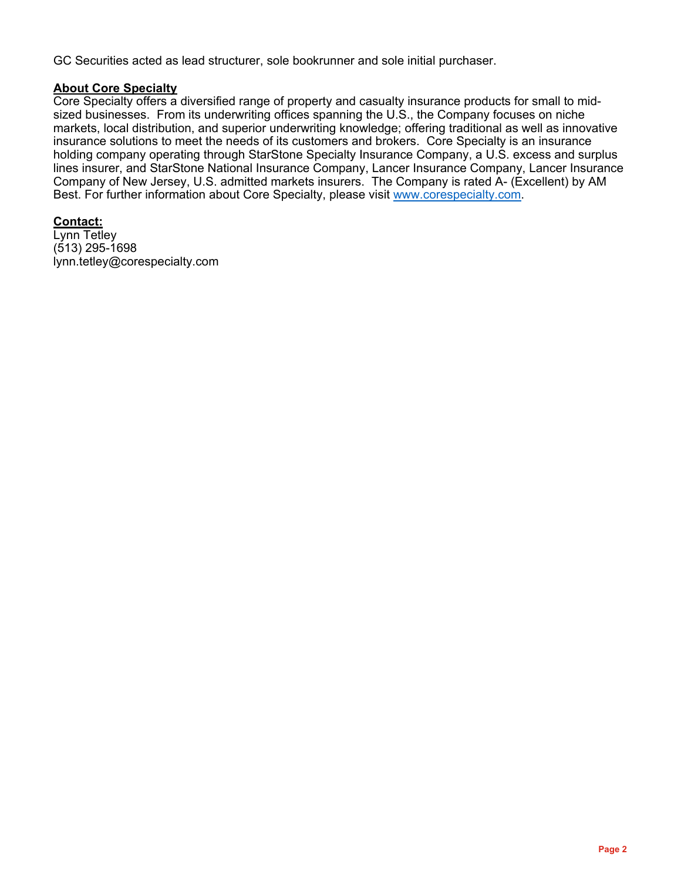GC Securities acted as lead structurer, sole bookrunner and sole initial purchaser.

**About Core Specialty**

Core Specialty offers a diversified range of property and casualty insurance products for small to mid-sized businesses. From its underwriting offices spanning the U.S., the Company focuses on niche markets, local distribution, and superior underwriting knowledge; offering traditional as well as innovative insurance solutions to meet the needs of its customers and brokers. Core Specialty is an insurance holding company operating through StarStone Specialty Insurance Company, a U.S. excess and surplus lines insurer, and StarStone National Insurance Company, Lancer Insurance Company, Lancer Insurance Company of New Jersey, U.S. admitted markets insurers. The Company is rated A- (Excellent) by AM Best. For further information about Core Specialty, please visit www.corespecialty.com.

**Contact:**

Lynn Tetley
(513) 295-1698
lynn.tetley@corespecialty.com